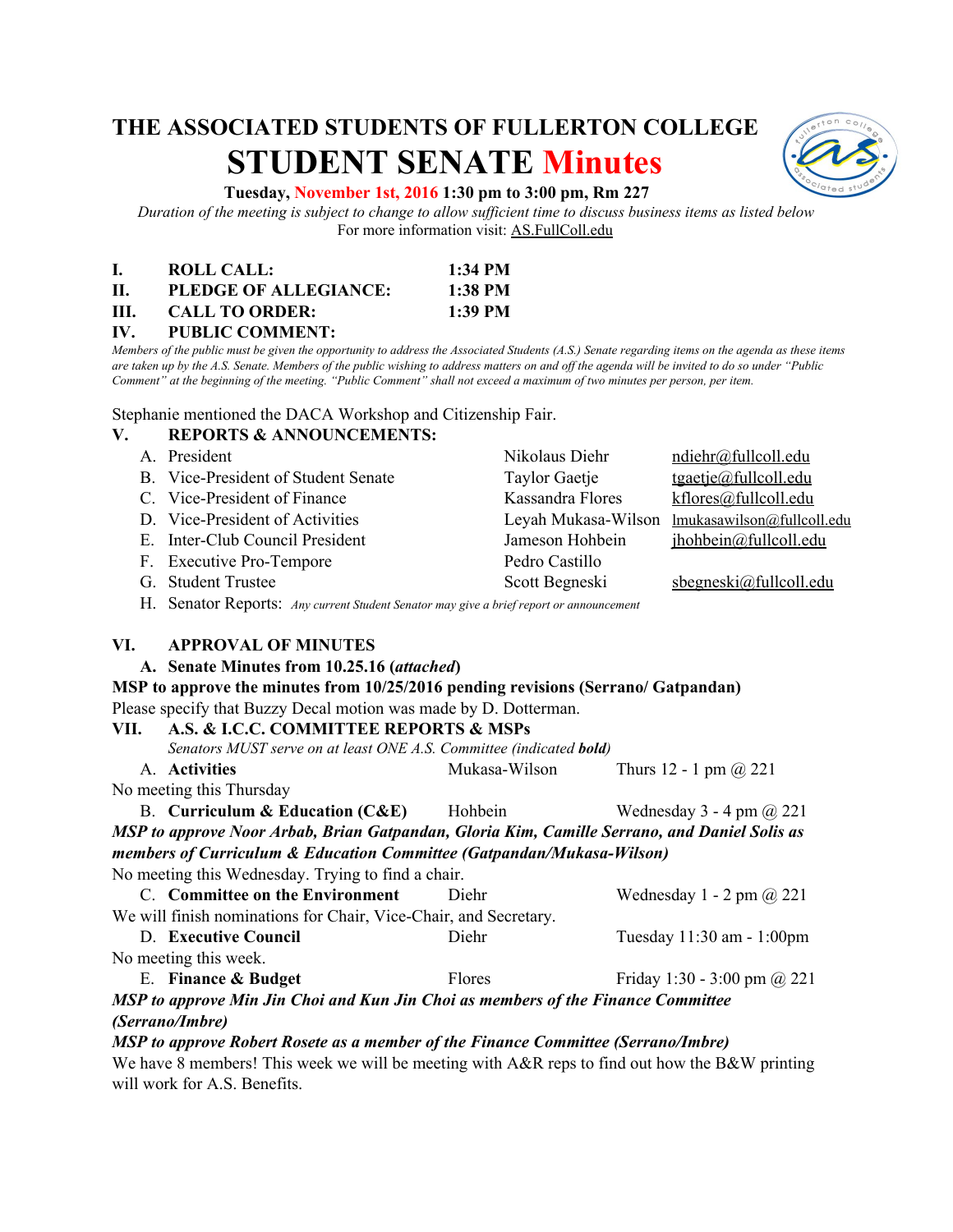# THE ASSOCIATED STUDENTS OF FULLERTON COLLEGE

# STUDENT SENATE Minutes

**Tuesday, November 1st, 2016 1:30 pm to 3:00 pm, Rm 227**

*Duration of the meeting is subject to change to allow sufficient time to discuss business items as listed below*

For more information visit: AS.FullColl.edu

**I. ROLL CALL: 1:34 PM**

**II. PLEDGE OF ALLEGIANCE: 1:38 PM**

**III. CALL TO ORDER: 1:39 PM**

**IV. PUBLIC COMMENT:**

*Members of the public must be given the opportunity to address the Associated Students (A.S.) Senate regarding items on the agenda as these items are taken up by the A.S. Senate. Members of the public wishing to address matters on and off the agenda will be invited to do so under "Public Comment" at the beginning of the meeting. "Public Comment" shall not exceed a maximum of two minutes per person, per item.*

Stephanie mentioned the DACA Workshop and Citizenship Fair.

**V. REPORTS & ANNOUNCEMENTS:**

A. President — Nikolaus Diehr — ndiehr@fullcoll.edu
B. Vice-President of Student Senate — Taylor Gaetje — tgaetje@fullcoll.edu
C. Vice-President of Finance — Kassandra Flores — kflores@fullcoll.edu
D. Vice-President of Activities — Leyah Mukasa-Wilson — lmukasawilson@fullcoll.edu
E. Inter-Club Council President — Jameson Hohbein — jhohbein@fullcoll.edu
F. Executive Pro-Tempore — Pedro Castillo
G. Student Trustee — Scott Begneski — sbegneski@fullcoll.edu
H. Senator Reports: *Any current Student Senator may give a brief report or announcement*

**VI. APPROVAL OF MINUTES**

**A. Senate Minutes from 10.25.16 (*attached*)**

**MSP to approve the minutes from 10/25/2016 pending revisions (Serrano/ Gatpandan)**

Please specify that Buzzy Decal motion was made by D. Dotterman.

**VII. A.S. & I.C.C. COMMITTEE REPORTS & MSPs**

*Senators MUST serve on at least ONE A.S. Committee (indicated **bold**)*

A. **Activities** — Mukasa-Wilson — Thurs 12 - 1 pm @ 221

No meeting this Thursday

B. **Curriculum & Education (C&E)** — Hohbein — Wednesday 3 - 4 pm @ 221

***MSP to approve Noor Arbab, Brian Gatpandan, Gloria Kim, Camille Serrano, and Daniel Solis as members of Curriculum & Education Committee (Gatpandan/Mukasa-Wilson)***

No meeting this Wednesday. Trying to find a chair.

C. **Committee on the Environment** — Diehr — Wednesday 1 - 2 pm @ 221

We will finish nominations for Chair, Vice-Chair, and Secretary.

D. **Executive Council** — Diehr — Tuesday 11:30 am - 1:00pm

No meeting this week.

E. **Finance & Budget** — Flores — Friday 1:30 - 3:00 pm @ 221

***MSP to approve Min Jin Choi and Kun Jin Choi as members of the Finance Committee (Serrano/Imbre)***

***MSP to approve Robert Rosete as a member of the Finance Committee (Serrano/Imbre)***

We have 8 members! This week we will be meeting with A&R reps to find out how the B&W printing will work for A.S. Benefits.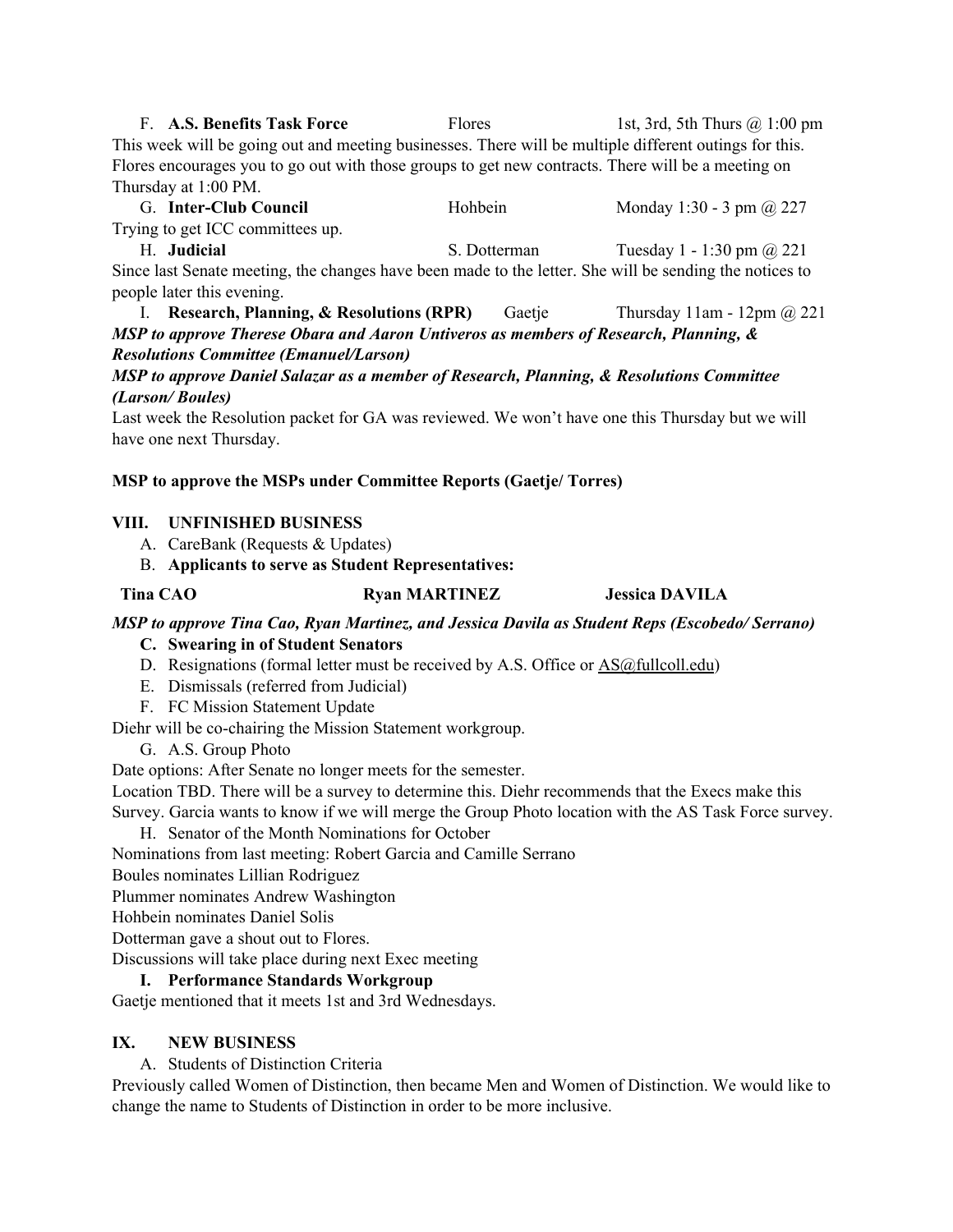F. **A.S. Benefits Task Force** Flores 1st, 3rd, 5th Thurs @ 1:00 pm

This week will be going out and meeting businesses. There will be multiple different outings for this. Flores encourages you to go out with those groups to get new contracts. There will be a meeting on Thursday at 1:00 PM.

G. **Inter-Club Council** Hohbein Monday 1:30 - 3 pm @ 227

Trying to get ICC committees up.

H. **Judicial** S. Dotterman Tuesday 1 - 1:30 pm @ 221

Since last Senate meeting, the changes have been made to the letter. She will be sending the notices to people later this evening.

I. **Research, Planning, & Resolutions (RPR)** Gaetje Thursday 11am - 12pm @ 221

***MSP to approve Therese Obara and Aaron Untiveros as members of Research, Planning, & Resolutions Committee (Emanuel/Larson)***

***MSP to approve Daniel Salazar as a member of Research, Planning, & Resolutions Committee (Larson/ Boules)***

Last week the Resolution packet for GA was reviewed. We won't have one this Thursday but we will have one next Thursday.

**MSP to approve the MSPs under Committee Reports (Gaetje/ Torres)**

## VIII. UNFINISHED BUSINESS

A. CareBank (Requests & Updates)

B. **Applicants to serve as Student Representatives:**

**Tina CAO** **Ryan MARTINEZ** **Jessica DAVILA**

***MSP to approve Tina Cao, Ryan Martinez, and Jessica Davila as Student Reps (Escobedo/ Serrano)***

C. **Swearing in of Student Senators**

D. Resignations (formal letter must be received by A.S. Office or AS@fullcoll.edu)

E. Dismissals (referred from Judicial)

F. FC Mission Statement Update

Diehr will be co-chairing the Mission Statement workgroup.

G. A.S. Group Photo

Date options: After Senate no longer meets for the semester.

Location TBD. There will be a survey to determine this. Diehr recommends that the Execs make this Survey. Garcia wants to know if we will merge the Group Photo location with the AS Task Force survey.

H. Senator of the Month Nominations for October

Nominations from last meeting: Robert Garcia and Camille Serrano

Boules nominates Lillian Rodriguez

Plummer nominates Andrew Washington

Hohbein nominates Daniel Solis

Dotterman gave a shout out to Flores.

Discussions will take place during next Exec meeting

I. **Performance Standards Workgroup**

Gaetje mentioned that it meets 1st and 3rd Wednesdays.

## IX. NEW BUSINESS

A. Students of Distinction Criteria

Previously called Women of Distinction, then became Men and Women of Distinction. We would like to change the name to Students of Distinction in order to be more inclusive.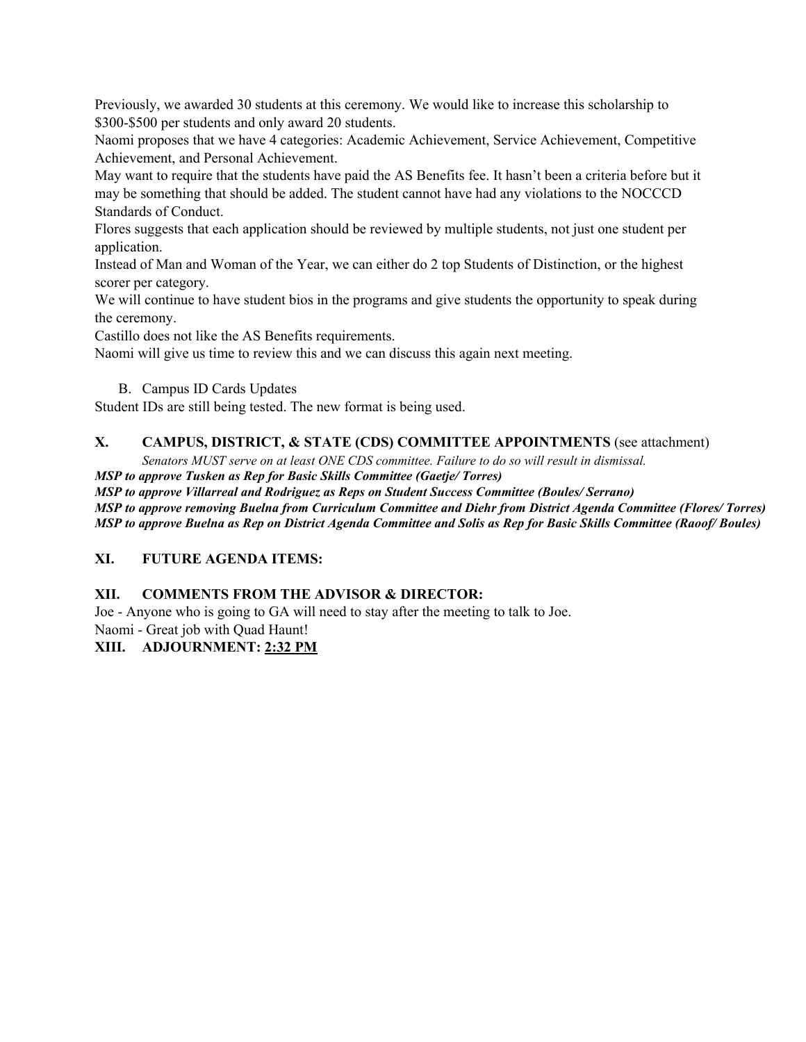Previously, we awarded 30 students at this ceremony. We would like to increase this scholarship to $300-$500 per students and only award 20 students.
Naomi proposes that we have 4 categories: Academic Achievement, Service Achievement, Competitive Achievement, and Personal Achievement.
May want to require that the students have paid the AS Benefits fee. It hasn't been a criteria before but it may be something that should be added. The student cannot have had any violations to the NOCCCD Standards of Conduct.
Flores suggests that each application should be reviewed by multiple students, not just one student per application.
Instead of Man and Woman of the Year, we can either do 2 top Students of Distinction, or the highest scorer per category.
We will continue to have student bios in the programs and give students the opportunity to speak during the ceremony.
Castillo does not like the AS Benefits requirements.
Naomi will give us time to review this and we can discuss this again next meeting.

B. Campus ID Cards Updates

Student IDs are still being tested. The new format is being used.

## X. CAMPUS, DISTRICT, & STATE (CDS) COMMITTEE APPOINTMENTS (see attachment)

*Senators MUST serve on at least ONE CDS committee. Failure to do so will result in dismissal.*

***MSP to approve Tusken as Rep for Basic Skills Committee (Gaetje/ Torres)***
***MSP to approve Villarreal and Rodriguez as Reps on Student Success Committee (Boules/ Serrano)***
***MSP to approve removing Buelna from Curriculum Committee and Diehr from District Agenda Committee (Flores/ Torres)***
***MSP to approve Buelna as Rep on District Agenda Committee and Solis as Rep for Basic Skills Committee (Raoof/ Boules)***

## XI. FUTURE AGENDA ITEMS:

## XII. COMMENTS FROM THE ADVISOR & DIRECTOR:

Joe - Anyone who is going to GA will need to stay after the meeting to talk to Joe.
Naomi - Great job with Quad Haunt!

## XIII. ADJOURNMENT: 2:32 PM